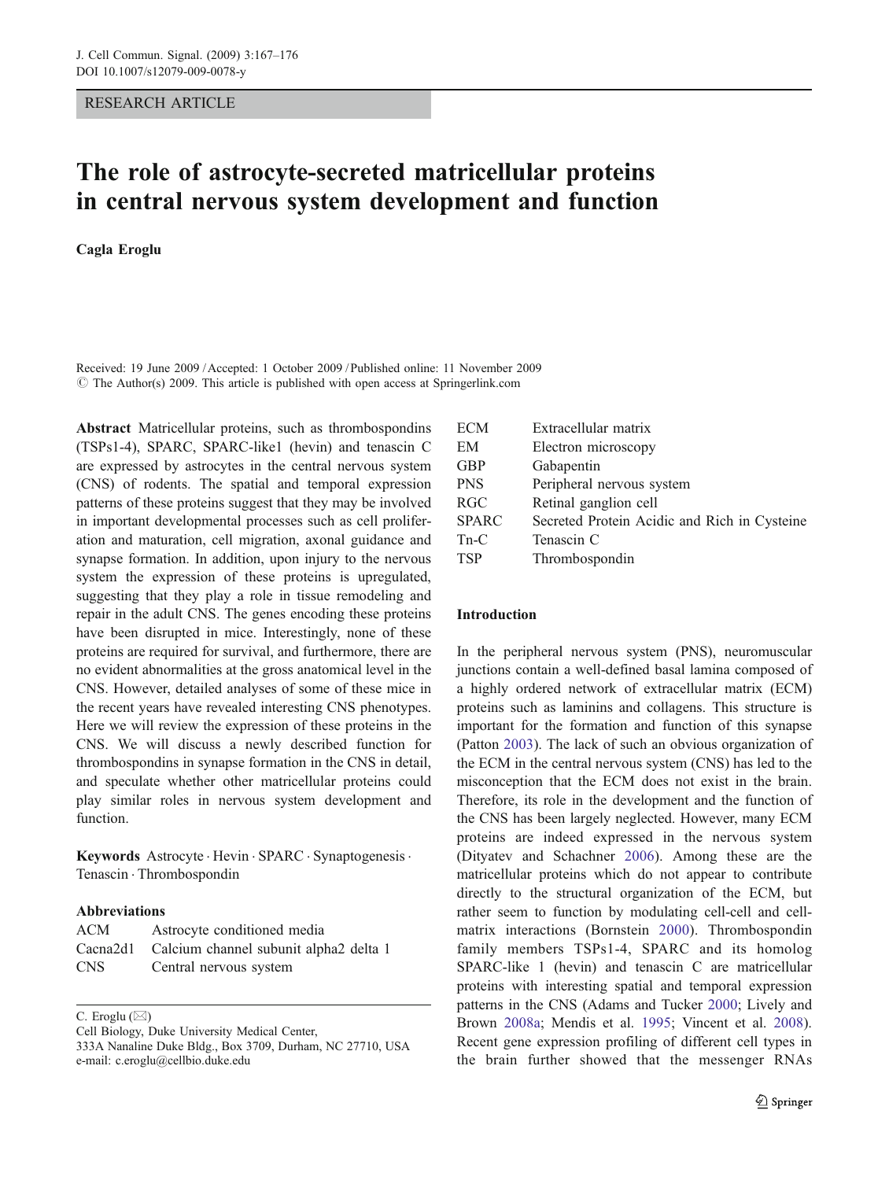RESEARCH ARTICLE

# The role of astrocyte-secreted matricellular proteins in central nervous system development and function

**Cagla Eroglu**

Received: 19 June 2009 / Accepted: 1 October 2009 / Published online: 11 November 2009
© The Author(s) 2009. This article is published with open access at Springerlink.com

**Abstract** Matricellular proteins, such as thrombospondins (TSPs1-4), SPARC, SPARC-like1 (hevin) and tenascin C are expressed by astrocytes in the central nervous system (CNS) of rodents. The spatial and temporal expression patterns of these proteins suggest that they may be involved in important developmental processes such as cell proliferation and maturation, cell migration, axonal guidance and synapse formation. In addition, upon injury to the nervous system the expression of these proteins is upregulated, suggesting that they play a role in tissue remodeling and repair in the adult CNS. The genes encoding these proteins have been disrupted in mice. Interestingly, none of these proteins are required for survival, and furthermore, there are no evident abnormalities at the gross anatomical level in the CNS. However, detailed analyses of some of these mice in the recent years have revealed interesting CNS phenotypes. Here we will review the expression of these proteins in the CNS. We will discuss a newly described function for thrombospondins in synapse formation in the CNS in detail, and speculate whether other matricellular proteins could play similar roles in nervous system development and function.

**Keywords** Astrocyte · Hevin · SPARC · Synaptogenesis · Tenascin · Thrombospondin

**Abbreviations**

| | |
|---|---|
| ACM | Astrocyte conditioned media |
| Cacna2d1 | Calcium channel subunit alpha2 delta 1 |
| CNS | Central nervous system |
| ECM | Extracellular matrix |
| EM | Electron microscopy |
| GBP | Gabapentin |
| PNS | Peripheral nervous system |
| RGC | Retinal ganglion cell |
| SPARC | Secreted Protein Acidic and Rich in Cysteine |
| Tn-C | Tenascin C |
| TSP | Thrombospondin |

C. Eroglu (✉)
Cell Biology, Duke University Medical Center,
333A Nanaline Duke Bldg., Box 3709, Durham, NC 27710, USA
e-mail: c.eroglu@cellbio.duke.edu

## Introduction

In the peripheral nervous system (PNS), neuromuscular junctions contain a well-defined basal lamina composed of a highly ordered network of extracellular matrix (ECM) proteins such as laminins and collagens. This structure is important for the formation and function of this synapse (Patton 2003). The lack of such an obvious organization of the ECM in the central nervous system (CNS) has led to the misconception that the ECM does not exist in the brain. Therefore, its role in the development and the function of the CNS has been largely neglected. However, many ECM proteins are indeed expressed in the nervous system (Dityatev and Schachner 2006). Among these are the matricellular proteins which do not appear to contribute directly to the structural organization of the ECM, but rather seem to function by modulating cell-cell and cell-matrix interactions (Bornstein 2000). Thrombospondin family members TSPs1-4, SPARC and its homolog SPARC-like 1 (hevin) and tenascin C are matricellular proteins with interesting spatial and temporal expression patterns in the CNS (Adams and Tucker 2000; Lively and Brown 2008a; Mendis et al. 1995; Vincent et al. 2008). Recent gene expression profiling of different cell types in the brain further showed that the messenger RNAs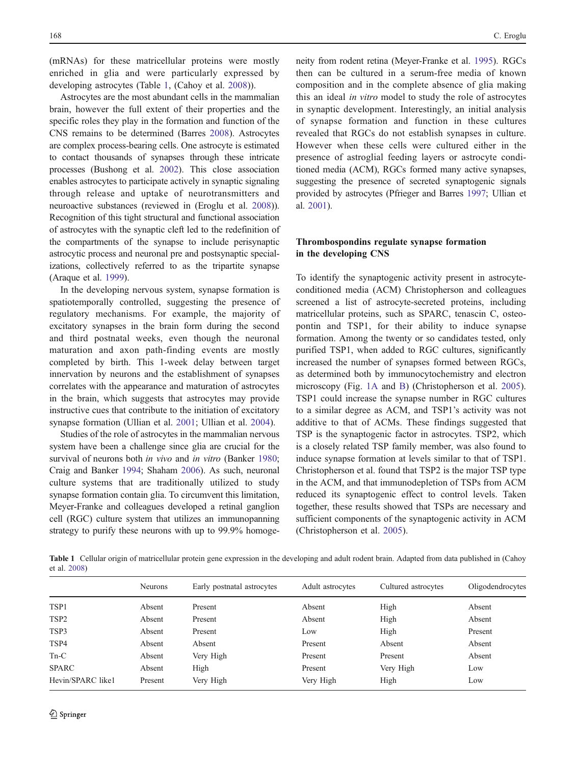(mRNAs) for these matricellular proteins were mostly enriched in glia and were particularly expressed by developing astrocytes (Table 1, (Cahoy et al. 2008)).

Astrocytes are the most abundant cells in the mammalian brain, however the full extent of their properties and the specific roles they play in the formation and function of the CNS remains to be determined (Barres 2008). Astrocytes are complex process-bearing cells. One astrocyte is estimated to contact thousands of synapses through these intricate processes (Bushong et al. 2002). This close association enables astrocytes to participate actively in synaptic signaling through release and uptake of neurotransmitters and neuroactive substances (reviewed in (Eroglu et al. 2008)). Recognition of this tight structural and functional association of astrocytes with the synaptic cleft led to the redefinition of the compartments of the synapse to include perisynaptic astrocytic process and neuronal pre and postsynaptic specializations, collectively referred to as the tripartite synapse (Araque et al. 1999).

In the developing nervous system, synapse formation is spatiotemporally controlled, suggesting the presence of regulatory mechanisms. For example, the majority of excitatory synapses in the brain form during the second and third postnatal weeks, even though the neuronal maturation and axon path-finding events are mostly completed by birth. This 1-week delay between target innervation by neurons and the establishment of synapses correlates with the appearance and maturation of astrocytes in the brain, which suggests that astrocytes may provide instructive cues that contribute to the initiation of excitatory synapse formation (Ullian et al. 2001; Ullian et al. 2004).

Studies of the role of astrocytes in the mammalian nervous system have been a challenge since glia are crucial for the survival of neurons both *in vivo* and *in vitro* (Banker 1980; Craig and Banker 1994; Shaham 2006). As such, neuronal culture systems that are traditionally utilized to study synapse formation contain glia. To circumvent this limitation, Meyer-Franke and colleagues developed a retinal ganglion cell (RGC) culture system that utilizes an immunopanning strategy to purify these neurons with up to 99.9% homogeneity from rodent retina (Meyer-Franke et al. 1995). RGCs then can be cultured in a serum-free media of known composition and in the complete absence of glia making this an ideal *in vitro* model to study the role of astrocytes in synaptic development. Interestingly, an initial analysis of synapse formation and function in these cultures revealed that RGCs do not establish synapses in culture. However when these cells were cultured either in the presence of astroglial feeding layers or astrocyte conditioned media (ACM), RGCs formed many active synapses, suggesting the presence of secreted synaptogenic signals provided by astrocytes (Pfrieger and Barres 1997; Ullian et al. 2001).

## Thrombospondins regulate synapse formation in the developing CNS

To identify the synaptogenic activity present in astrocyte-conditioned media (ACM) Christopherson and colleagues screened a list of astrocyte-secreted proteins, including matricellular proteins, such as SPARC, tenascin C, osteopontin and TSP1, for their ability to induce synapse formation. Among the twenty or so candidates tested, only purified TSP1, when added to RGC cultures, significantly increased the number of synapses formed between RGCs, as determined both by immunocytochemistry and electron microscopy (Fig. 1A and B) (Christopherson et al. 2005). TSP1 could increase the synapse number in RGC cultures to a similar degree as ACM, and TSP1's activity was not additive to that of ACMs. These findings suggested that TSP is the synaptogenic factor in astrocytes. TSP2, which is a closely related TSP family member, was also found to induce synapse formation at levels similar to that of TSP1. Christopherson et al. found that TSP2 is the major TSP type in the ACM, and that immunodepletion of TSPs from ACM reduced its synaptogenic effect to control levels. Taken together, these results showed that TSPs are necessary and sufficient components of the synaptogenic activity in ACM (Christopherson et al. 2005).

**Table 1** Cellular origin of matricellular protein gene expression in the developing and adult rodent brain. Adapted from data published in (Cahoy et al. 2008)

| | Neurons | Early postnatal astrocytes | Adult astrocytes | Cultured astrocytes | Oligodendrocytes |
|---|---|---|---|---|---|
| TSP1 | Absent | Present | Absent | High | Absent |
| TSP2 | Absent | Present | Absent | High | Absent |
| TSP3 | Absent | Present | Low | High | Present |
| TSP4 | Absent | Absent | Present | Absent | Absent |
| Tn-C | Absent | Very High | Present | Present | Absent |
| SPARC | Absent | High | Present | Very High | Low |
| Hevin/SPARC like1 | Present | Very High | Very High | High | Low |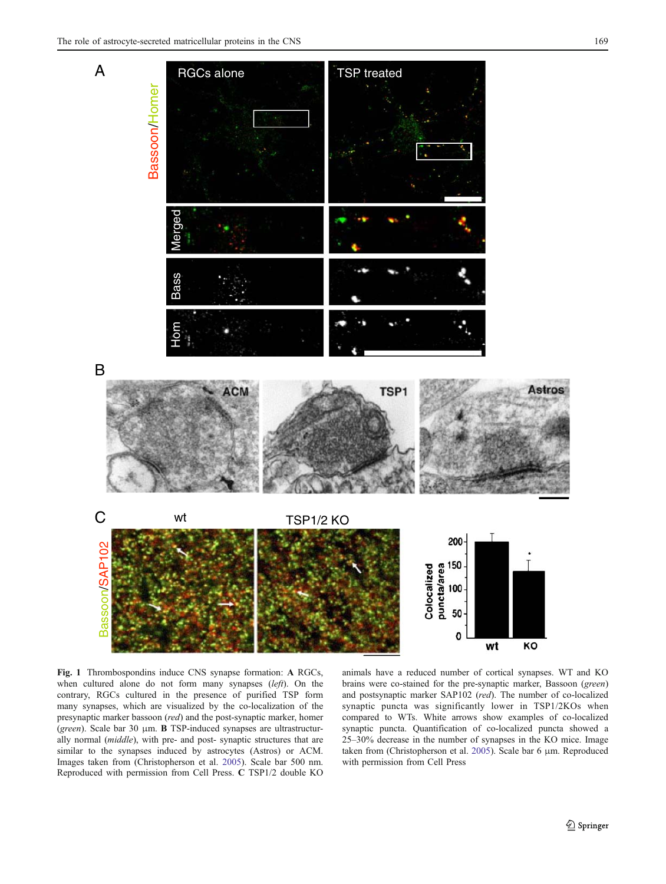**Fig. 1** Thrombospondins induce CNS synapse formation: **A** RGCs, when cultured alone do not form many synapses (*left*). On the contrary, RGCs cultured in the presence of purified TSP form many synapses, which are visualized by the co-localization of the presynaptic marker bassoon (*red*) and the post-synaptic marker, homer (*green*). Scale bar 30 µm. **B** TSP-induced synapses are ultrastructurally normal (*middle*), with pre- and post- synaptic structures that are similar to the synapses induced by astrocytes (Astros) or ACM. Images taken from (Christopherson et al. 2005). Scale bar 500 nm. Reproduced with permission from Cell Press. **C** TSP1/2 double KO animals have a reduced number of cortical synapses. WT and KO brains were co-stained for the pre-synaptic marker, Bassoon (*green*) and postsynaptic marker SAP102 (*red*). The number of co-localized synaptic puncta was significantly lower in TSP1/2KOs when compared to WTs. White arrows show examples of co-localized synaptic puncta. Quantification of co-localized puncta showed a 25–30% decrease in the number of synapses in the KO mice. Image taken from (Christopherson et al. 2005). Scale bar 6 µm. Reproduced with permission from Cell Press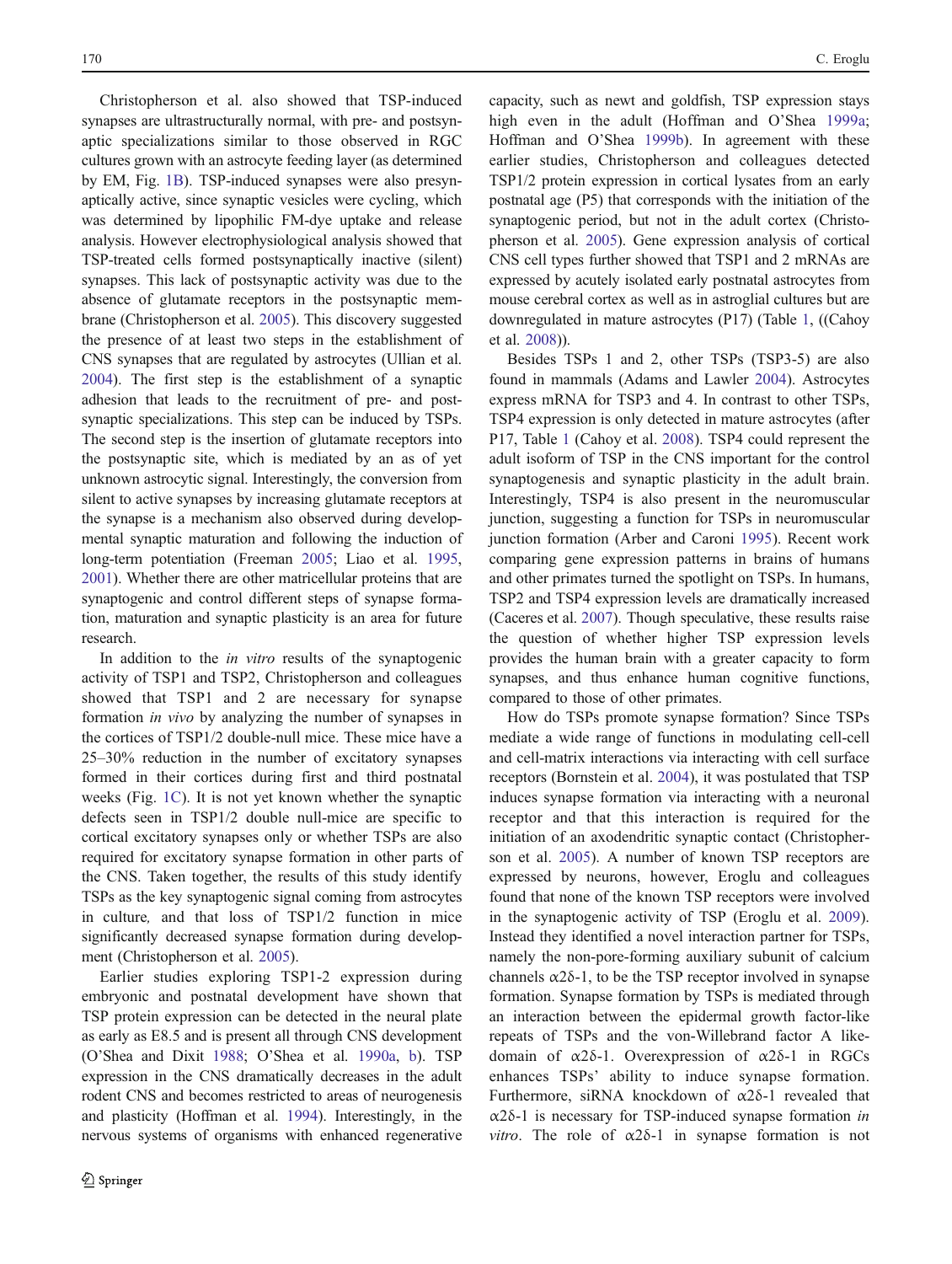Christopherson et al. also showed that TSP-induced synapses are ultrastructurally normal, with pre- and postsynaptic specializations similar to those observed in RGC cultures grown with an astrocyte feeding layer (as determined by EM, Fig. 1B). TSP-induced synapses were also presynaptically active, since synaptic vesicles were cycling, which was determined by lipophilic FM-dye uptake and release analysis. However electrophysiological analysis showed that TSP-treated cells formed postsynaptically inactive (silent) synapses. This lack of postsynaptic activity was due to the absence of glutamate receptors in the postsynaptic membrane (Christopherson et al. 2005). This discovery suggested the presence of at least two steps in the establishment of CNS synapses that are regulated by astrocytes (Ullian et al. 2004). The first step is the establishment of a synaptic adhesion that leads to the recruitment of pre- and postsynaptic specializations. This step can be induced by TSPs. The second step is the insertion of glutamate receptors into the postsynaptic site, which is mediated by an as of yet unknown astrocytic signal. Interestingly, the conversion from silent to active synapses by increasing glutamate receptors at the synapse is a mechanism also observed during developmental synaptic maturation and following the induction of long-term potentiation (Freeman 2005; Liao et al. 1995, 2001). Whether there are other matricellular proteins that are synaptogenic and control different steps of synapse formation, maturation and synaptic plasticity is an area for future research.

In addition to the *in vitro* results of the synaptogenic activity of TSP1 and TSP2, Christopherson and colleagues showed that TSP1 and 2 are necessary for synapse formation *in vivo* by analyzing the number of synapses in the cortices of TSP1/2 double-null mice. These mice have a 25–30% reduction in the number of excitatory synapses formed in their cortices during first and third postnatal weeks (Fig. 1C). It is not yet known whether the synaptic defects seen in TSP1/2 double null-mice are specific to cortical excitatory synapses only or whether TSPs are also required for excitatory synapse formation in other parts of the CNS. Taken together, the results of this study identify TSPs as the key synaptogenic signal coming from astrocytes in culture, and that loss of TSP1/2 function in mice significantly decreased synapse formation during development (Christopherson et al. 2005).

Earlier studies exploring TSP1-2 expression during embryonic and postnatal development have shown that TSP protein expression can be detected in the neural plate as early as E8.5 and is present all through CNS development (O'Shea and Dixit 1988; O'Shea et al. 1990a, b). TSP expression in the CNS dramatically decreases in the adult rodent CNS and becomes restricted to areas of neurogenesis and plasticity (Hoffman et al. 1994). Interestingly, in the nervous systems of organisms with enhanced regenerative capacity, such as newt and goldfish, TSP expression stays high even in the adult (Hoffman and O'Shea 1999a; Hoffman and O'Shea 1999b). In agreement with these earlier studies, Christopherson and colleagues detected TSP1/2 protein expression in cortical lysates from an early postnatal age (P5) that corresponds with the initiation of the synaptogenic period, but not in the adult cortex (Christopherson et al. 2005). Gene expression analysis of cortical CNS cell types further showed that TSP1 and 2 mRNAs are expressed by acutely isolated early postnatal astrocytes from mouse cerebral cortex as well as in astroglial cultures but are downregulated in mature astrocytes (P17) (Table 1, ((Cahoy et al. 2008)).

Besides TSPs 1 and 2, other TSPs (TSP3-5) are also found in mammals (Adams and Lawler 2004). Astrocytes express mRNA for TSP3 and 4. In contrast to other TSPs, TSP4 expression is only detected in mature astrocytes (after P17, Table 1 (Cahoy et al. 2008). TSP4 could represent the adult isoform of TSP in the CNS important for the control synaptogenesis and synaptic plasticity in the adult brain. Interestingly, TSP4 is also present in the neuromuscular junction, suggesting a function for TSPs in neuromuscular junction formation (Arber and Caroni 1995). Recent work comparing gene expression patterns in brains of humans and other primates turned the spotlight on TSPs. In humans, TSP2 and TSP4 expression levels are dramatically increased (Caceres et al. 2007). Though speculative, these results raise the question of whether higher TSP expression levels provides the human brain with a greater capacity to form synapses, and thus enhance human cognitive functions, compared to those of other primates.

How do TSPs promote synapse formation? Since TSPs mediate a wide range of functions in modulating cell-cell and cell-matrix interactions via interacting with cell surface receptors (Bornstein et al. 2004), it was postulated that TSP induces synapse formation via interacting with a neuronal receptor and that this interaction is required for the initiation of an axodendritic synaptic contact (Christopherson et al. 2005). A number of known TSP receptors are expressed by neurons, however, Eroglu and colleagues found that none of the known TSP receptors were involved in the synaptogenic activity of TSP (Eroglu et al. 2009). Instead they identified a novel interaction partner for TSPs, namely the non-pore-forming auxiliary subunit of calcium channels $\alpha2\delta$-1, to be the TSP receptor involved in synapse formation. Synapse formation by TSPs is mediated through an interaction between the epidermal growth factor-like repeats of TSPs and the von-Willebrand factor A like-domain of $\alpha2\delta$-1. Overexpression of $\alpha2\delta$-1 in RGCs enhances TSPs' ability to induce synapse formation. Furthermore, siRNA knockdown of $\alpha2\delta$-1 revealed that $\alpha2\delta$-1 is necessary for TSP-induced synapse formation *in vitro*. The role of $\alpha2\delta$-1 in synapse formation is not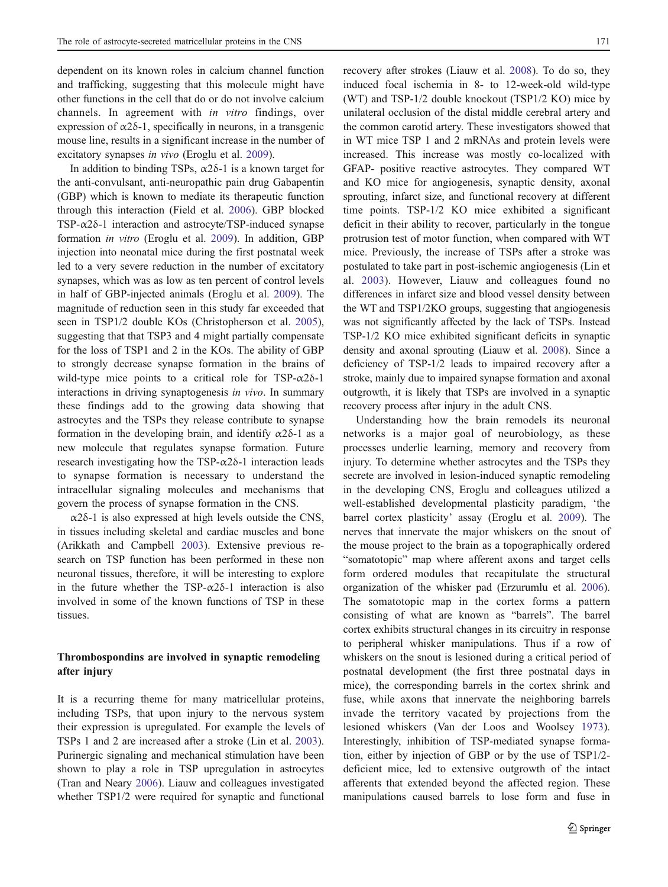dependent on its known roles in calcium channel function and trafficking, suggesting that this molecule might have other functions in the cell that do or do not involve calcium channels. In agreement with *in vitro* findings, over expression of α2δ-1, specifically in neurons, in a transgenic mouse line, results in a significant increase in the number of excitatory synapses *in vivo* (Eroglu et al. 2009).

In addition to binding TSPs, α2δ-1 is a known target for the anti-convulsant, anti-neuropathic pain drug Gabapentin (GBP) which is known to mediate its therapeutic function through this interaction (Field et al. 2006). GBP blocked TSP-α2δ-1 interaction and astrocyte/TSP-induced synapse formation *in vitro* (Eroglu et al. 2009). In addition, GBP injection into neonatal mice during the first postnatal week led to a very severe reduction in the number of excitatory synapses, which was as low as ten percent of control levels in half of GBP-injected animals (Eroglu et al. 2009). The magnitude of reduction seen in this study far exceeded that seen in TSP1/2 double KOs (Christopherson et al. 2005), suggesting that that TSP3 and 4 might partially compensate for the loss of TSP1 and 2 in the KOs. The ability of GBP to strongly decrease synapse formation in the brains of wild-type mice points to a critical role for TSP-α2δ-1 interactions in driving synaptogenesis *in vivo*. In summary these findings add to the growing data showing that astrocytes and the TSPs they release contribute to synapse formation in the developing brain, and identify α2δ-1 as a new molecule that regulates synapse formation. Future research investigating how the TSP-α2δ-1 interaction leads to synapse formation is necessary to understand the intracellular signaling molecules and mechanisms that govern the process of synapse formation in the CNS.

α2δ-1 is also expressed at high levels outside the CNS, in tissues including skeletal and cardiac muscles and bone (Arikkath and Campbell 2003). Extensive previous research on TSP function has been performed in these non neuronal tissues, therefore, it will be interesting to explore in the future whether the TSP-α2δ-1 interaction is also involved in some of the known functions of TSP in these tissues.

## Thrombospondins are involved in synaptic remodeling after injury

It is a recurring theme for many matricellular proteins, including TSPs, that upon injury to the nervous system their expression is upregulated. For example the levels of TSPs 1 and 2 are increased after a stroke (Lin et al. 2003). Purinergic signaling and mechanical stimulation have been shown to play a role in TSP upregulation in astrocytes (Tran and Neary 2006). Liauw and colleagues investigated whether TSP1/2 were required for synaptic and functional recovery after strokes (Liauw et al. 2008). To do so, they induced focal ischemia in 8- to 12-week-old wild-type (WT) and TSP-1/2 double knockout (TSP1/2 KO) mice by unilateral occlusion of the distal middle cerebral artery and the common carotid artery. These investigators showed that in WT mice TSP 1 and 2 mRNAs and protein levels were increased. This increase was mostly co-localized with GFAP- positive reactive astrocytes. They compared WT and KO mice for angiogenesis, synaptic density, axonal sprouting, infarct size, and functional recovery at different time points. TSP-1/2 KO mice exhibited a significant deficit in their ability to recover, particularly in the tongue protrusion test of motor function, when compared with WT mice. Previously, the increase of TSPs after a stroke was postulated to take part in post-ischemic angiogenesis (Lin et al. 2003). However, Liauw and colleagues found no differences in infarct size and blood vessel density between the WT and TSP1/2KO groups, suggesting that angiogenesis was not significantly affected by the lack of TSPs. Instead TSP-1/2 KO mice exhibited significant deficits in synaptic density and axonal sprouting (Liauw et al. 2008). Since a deficiency of TSP-1/2 leads to impaired recovery after a stroke, mainly due to impaired synapse formation and axonal outgrowth, it is likely that TSPs are involved in a synaptic recovery process after injury in the adult CNS.

Understanding how the brain remodels its neuronal networks is a major goal of neurobiology, as these processes underlie learning, memory and recovery from injury. To determine whether astrocytes and the TSPs they secrete are involved in lesion-induced synaptic remodeling in the developing CNS, Eroglu and colleagues utilized a well-established developmental plasticity paradigm, 'the barrel cortex plasticity' assay (Eroglu et al. 2009). The nerves that innervate the major whiskers on the snout of the mouse project to the brain as a topographically ordered "somatotopic" map where afferent axons and target cells form ordered modules that recapitulate the structural organization of the whisker pad (Erzurumlu et al. 2006). The somatotopic map in the cortex forms a pattern consisting of what are known as "barrels". The barrel cortex exhibits structural changes in its circuitry in response to peripheral whisker manipulations. Thus if a row of whiskers on the snout is lesioned during a critical period of postnatal development (the first three postnatal days in mice), the corresponding barrels in the cortex shrink and fuse, while axons that innervate the neighboring barrels invade the territory vacated by projections from the lesioned whiskers (Van der Loos and Woolsey 1973). Interestingly, inhibition of TSP-mediated synapse formation, either by injection of GBP or by the use of TSP1/2-deficient mice, led to extensive outgrowth of the intact afferents that extended beyond the affected region. These manipulations caused barrels to lose form and fuse in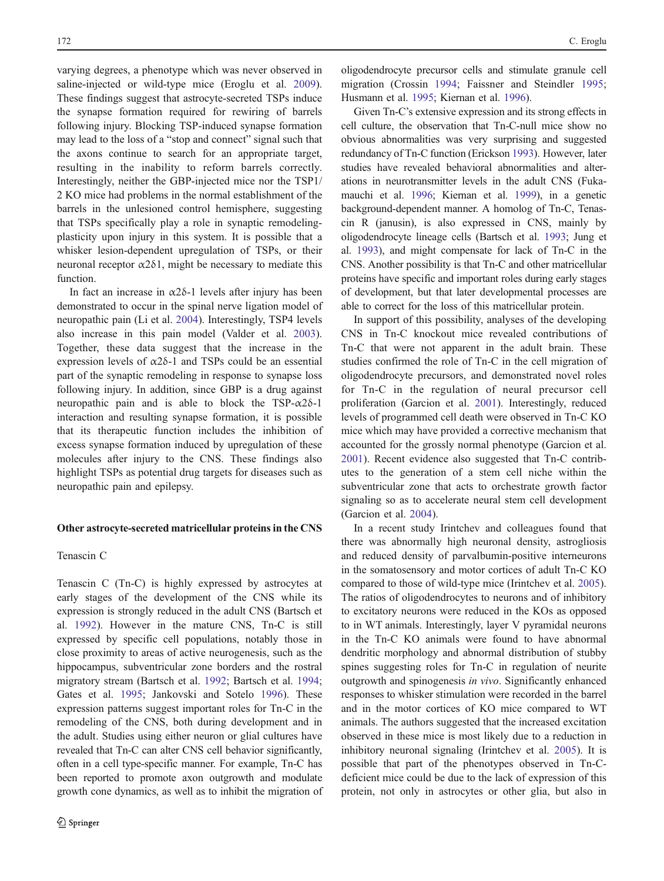varying degrees, a phenotype which was never observed in saline-injected or wild-type mice (Eroglu et al. 2009). These findings suggest that astrocyte-secreted TSPs induce the synapse formation required for rewiring of barrels following injury. Blocking TSP-induced synapse formation may lead to the loss of a "stop and connect" signal such that the axons continue to search for an appropriate target, resulting in the inability to reform barrels correctly. Interestingly, neither the GBP-injected mice nor the TSP1/2 KO mice had problems in the normal establishment of the barrels in the unlesioned control hemisphere, suggesting that TSPs specifically play a role in synaptic remodeling-plasticity upon injury in this system. It is possible that a whisker lesion-dependent upregulation of TSPs, or their neuronal receptor α2δ1, might be necessary to mediate this function.

In fact an increase in α2δ-1 levels after injury has been demonstrated to occur in the spinal nerve ligation model of neuropathic pain (Li et al. 2004). Interestingly, TSP4 levels also increase in this pain model (Valder et al. 2003). Together, these data suggest that the increase in the expression levels of α2δ-1 and TSPs could be an essential part of the synaptic remodeling in response to synapse loss following injury. In addition, since GBP is a drug against neuropathic pain and is able to block the TSP-α2δ-1 interaction and resulting synapse formation, it is possible that its therapeutic function includes the inhibition of excess synapse formation induced by upregulation of these molecules after injury to the CNS. These findings also highlight TSPs as potential drug targets for diseases such as neuropathic pain and epilepsy.

## Other astrocyte-secreted matricellular proteins in the CNS

### Tenascin C

Tenascin C (Tn-C) is highly expressed by astrocytes at early stages of the development of the CNS while its expression is strongly reduced in the adult CNS (Bartsch et al. 1992). However in the mature CNS, Tn-C is still expressed by specific cell populations, notably those in close proximity to areas of active neurogenesis, such as the hippocampus, subventricular zone borders and the rostral migratory stream (Bartsch et al. 1992; Bartsch et al. 1994; Gates et al. 1995; Jankovski and Sotelo 1996). These expression patterns suggest important roles for Tn-C in the remodeling of the CNS, both during development and in the adult. Studies using either neuron or glial cultures have revealed that Tn-C can alter CNS cell behavior significantly, often in a cell type-specific manner. For example, Tn-C has been reported to promote axon outgrowth and modulate growth cone dynamics, as well as to inhibit the migration of oligodendrocyte precursor cells and stimulate granule cell migration (Crossin 1994; Faissner and Steindler 1995; Husmann et al. 1995; Kiernan et al. 1996).

Given Tn-C's extensive expression and its strong effects in cell culture, the observation that Tn-C-null mice show no obvious abnormalities was very surprising and suggested redundancy of Tn-C function (Erickson 1993). However, later studies have revealed behavioral abnormalities and alterations in neurotransmitter levels in the adult CNS (Fukamauchi et al. 1996; Kiernan et al. 1999), in a genetic background-dependent manner. A homolog of Tn-C, Tenascin R (janusin), is also expressed in CNS, mainly by oligodendrocyte lineage cells (Bartsch et al. 1993; Jung et al. 1993), and might compensate for lack of Tn-C in the CNS. Another possibility is that Tn-C and other matricellular proteins have specific and important roles during early stages of development, but that later developmental processes are able to correct for the loss of this matricellular protein.

In support of this possibility, analyses of the developing CNS in Tn-C knockout mice revealed contributions of Tn-C that were not apparent in the adult brain. These studies confirmed the role of Tn-C in the cell migration of oligodendrocyte precursors, and demonstrated novel roles for Tn-C in the regulation of neural precursor cell proliferation (Garcion et al. 2001). Interestingly, reduced levels of programmed cell death were observed in Tn-C KO mice which may have provided a corrective mechanism that accounted for the grossly normal phenotype (Garcion et al. 2001). Recent evidence also suggested that Tn-C contributes to the generation of a stem cell niche within the subventricular zone that acts to orchestrate growth factor signaling so as to accelerate neural stem cell development (Garcion et al. 2004).

In a recent study Irintchev and colleagues found that there was abnormally high neuronal density, astrogliosis and reduced density of parvalbumin-positive interneurons in the somatosensory and motor cortices of adult Tn-C KO compared to those of wild-type mice (Irintchev et al. 2005). The ratios of oligodendrocytes to neurons and of inhibitory to excitatory neurons were reduced in the KOs as opposed to in WT animals. Interestingly, layer V pyramidal neurons in the Tn-C KO animals were found to have abnormal dendritic morphology and abnormal distribution of stubby spines suggesting roles for Tn-C in regulation of neurite outgrowth and spinogenesis *in vivo*. Significantly enhanced responses to whisker stimulation were recorded in the barrel and in the motor cortices of KO mice compared to WT animals. The authors suggested that the increased excitation observed in these mice is most likely due to a reduction in inhibitory neuronal signaling (Irintchev et al. 2005). It is possible that part of the phenotypes observed in Tn-C-deficient mice could be due to the lack of expression of this protein, not only in astrocytes or other glia, but also in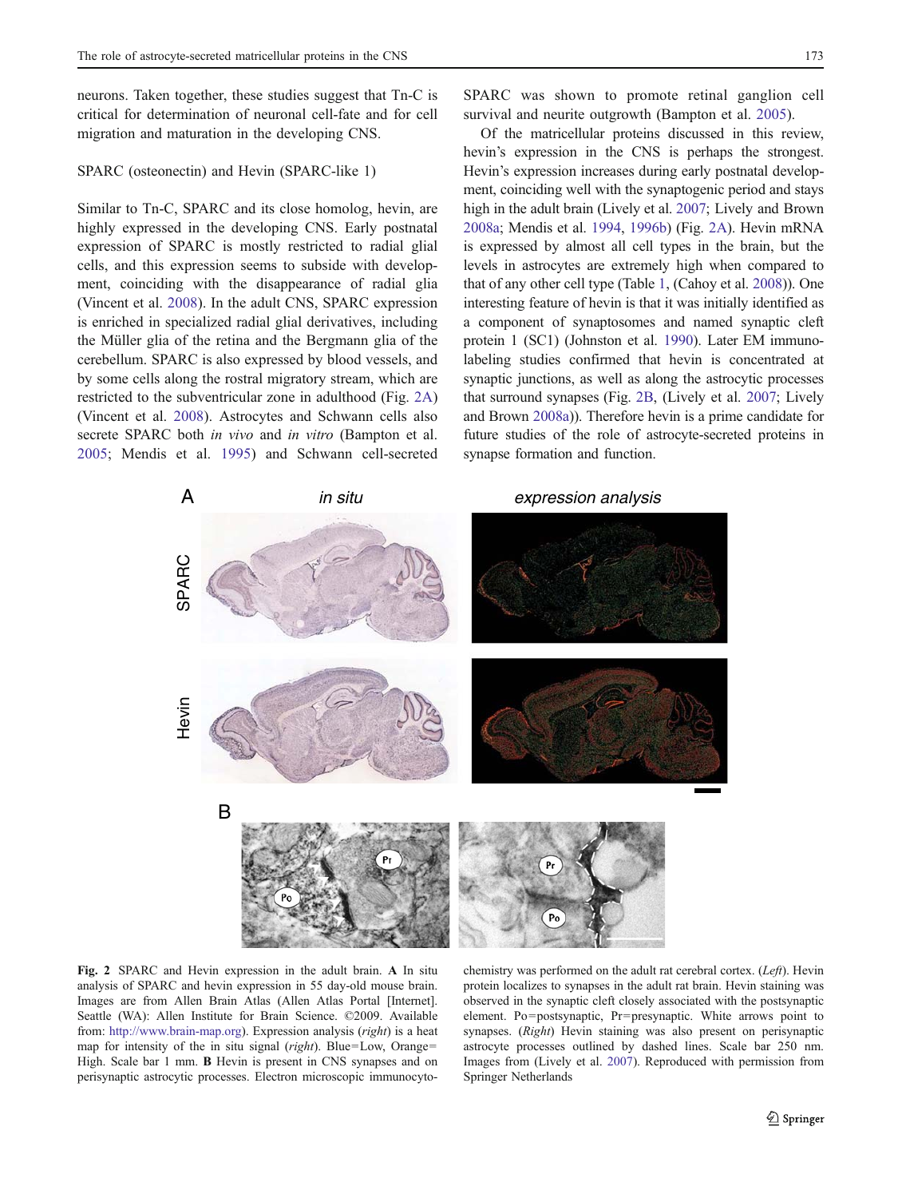neurons. Taken together, these studies suggest that Tn-C is critical for determination of neuronal cell-fate and for cell migration and maturation in the developing CNS.

### SPARC (osteonectin) and Hevin (SPARC-like 1)

Similar to Tn-C, SPARC and its close homolog, hevin, are highly expressed in the developing CNS. Early postnatal expression of SPARC is mostly restricted to radial glial cells, and this expression seems to subside with development, coinciding with the disappearance of radial glia (Vincent et al. 2008). In the adult CNS, SPARC expression is enriched in specialized radial glial derivatives, including the Müller glia of the retina and the Bergmann glia of the cerebellum. SPARC is also expressed by blood vessels, and by some cells along the rostral migratory stream, which are restricted to the subventricular zone in adulthood (Fig. 2A) (Vincent et al. 2008). Astrocytes and Schwann cells also secrete SPARC both *in vivo* and *in vitro* (Bampton et al. 2005; Mendis et al. 1995) and Schwann cell-secreted SPARC was shown to promote retinal ganglion cell survival and neurite outgrowth (Bampton et al. 2005).

Of the matricellular proteins discussed in this review, hevin's expression in the CNS is perhaps the strongest. Hevin's expression increases during early postnatal development, coinciding well with the synaptogenic period and stays high in the adult brain (Lively et al. 2007; Lively and Brown 2008a; Mendis et al. 1994, 1996b) (Fig. 2A). Hevin mRNA is expressed by almost all cell types in the brain, but the levels in astrocytes are extremely high when compared to that of any other cell type (Table 1, (Cahoy et al. 2008)). One interesting feature of hevin is that it was initially identified as a component of synaptosomes and named synaptic cleft protein 1 (SC1) (Johnston et al. 1990). Later EM immunolabeling studies confirmed that hevin is concentrated at synaptic junctions, as well as along the astrocytic processes that surround synapses (Fig. 2B, (Lively et al. 2007; Lively and Brown 2008a)). Therefore hevin is a prime candidate for future studies of the role of astrocyte-secreted proteins in synapse formation and function.

**Fig. 2** SPARC and Hevin expression in the adult brain. **A** In situ analysis of SPARC and hevin expression in 55 day-old mouse brain. Images are from Allen Brain Atlas (Allen Atlas Portal [Internet]. Seattle (WA): Allen Institute for Brain Science. ©2009. Available from: http://www.brain-map.org). Expression analysis (*right*) is a heat map for intensity of the in situ signal (*right*). Blue=Low, Orange=High. Scale bar 1 mm. **B** Hevin is present in CNS synapses and on perisynaptic astrocytic processes. Electron microscopic immunocytochemistry was performed on the adult rat cerebral cortex. (*Left*). Hevin protein localizes to synapses in the adult rat brain. Hevin staining was observed in the synaptic cleft closely associated with the postsynaptic element. Po=postsynaptic, Pr=presynaptic. White arrows point to synapses. (*Right*) Hevin staining was also present on perisynaptic astrocyte processes outlined by dashed lines. Scale bar 250 nm. Images from (Lively et al. 2007). Reproduced with permission from Springer Netherlands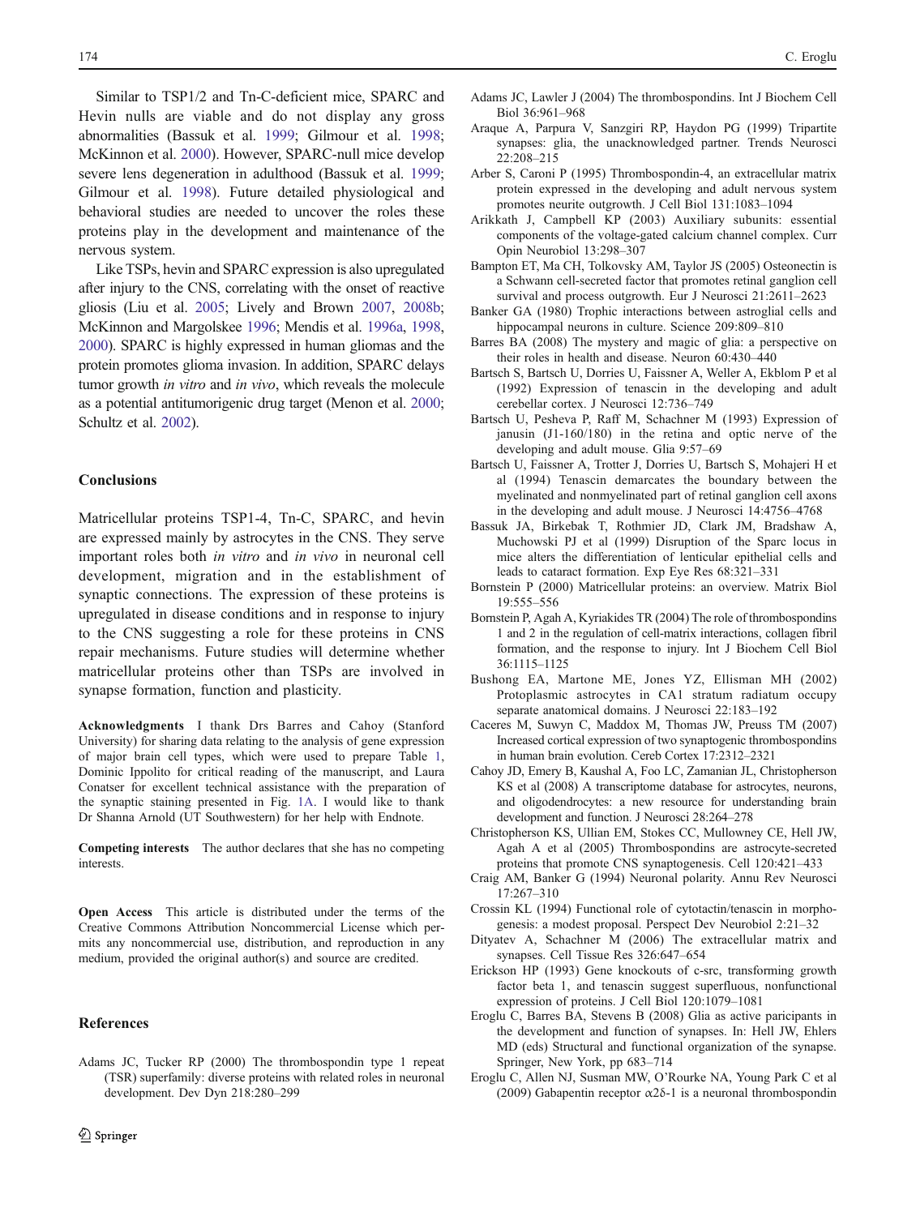Similar to TSP1/2 and Tn-C-deficient mice, SPARC and Hevin nulls are viable and do not display any gross abnormalities (Bassuk et al. 1999; Gilmour et al. 1998; McKinnon et al. 2000). However, SPARC-null mice develop severe lens degeneration in adulthood (Bassuk et al. 1999; Gilmour et al. 1998). Future detailed physiological and behavioral studies are needed to uncover the roles these proteins play in the development and maintenance of the nervous system.

Like TSPs, hevin and SPARC expression is also upregulated after injury to the CNS, correlating with the onset of reactive gliosis (Liu et al. 2005; Lively and Brown 2007, 2008b; McKinnon and Margolskee 1996; Mendis et al. 1996a, 1998, 2000). SPARC is highly expressed in human gliomas and the protein promotes glioma invasion. In addition, SPARC delays tumor growth *in vitro* and *in vivo*, which reveals the molecule as a potential antitumorigenic drug target (Menon et al. 2000; Schultz et al. 2002).

## Conclusions

Matricellular proteins TSP1-4, Tn-C, SPARC, and hevin are expressed mainly by astrocytes in the CNS. They serve important roles both *in vitro* and *in vivo* in neuronal cell development, migration and in the establishment of synaptic connections. The expression of these proteins is upregulated in disease conditions and in response to injury to the CNS suggesting a role for these proteins in CNS repair mechanisms. Future studies will determine whether matricellular proteins other than TSPs are involved in synapse formation, function and plasticity.

**Acknowledgments** I thank Drs Barres and Cahoy (Stanford University) for sharing data relating to the analysis of gene expression of major brain cell types, which were used to prepare Table 1, Dominic Ippolito for critical reading of the manuscript, and Laura Conatser for excellent technical assistance with the preparation of the synaptic staining presented in Fig. 1A. I would like to thank Dr Shanna Arnold (UT Southwestern) for her help with Endnote.

**Competing interests** The author declares that she has no competing interests.

**Open Access** This article is distributed under the terms of the Creative Commons Attribution Noncommercial License which permits any noncommercial use, distribution, and reproduction in any medium, provided the original author(s) and source are credited.

## References

Adams JC, Tucker RP (2000) The thrombospondin type 1 repeat (TSR) superfamily: diverse proteins with related roles in neuronal development. Dev Dyn 218:280–299

Adams JC, Lawler J (2004) The thrombospondins. Int J Biochem Cell Biol 36:961–968

Araque A, Parpura V, Sanzgiri RP, Haydon PG (1999) Tripartite synapses: glia, the unacknowledged partner. Trends Neurosci 22:208–215

Arber S, Caroni P (1995) Thrombospondin-4, an extracellular matrix protein expressed in the developing and adult nervous system promotes neurite outgrowth. J Cell Biol 131:1083–1094

Arikkath J, Campbell KP (2003) Auxiliary subunits: essential components of the voltage-gated calcium channel complex. Curr Opin Neurobiol 13:298–307

Bampton ET, Ma CH, Tolkovsky AM, Taylor JS (2005) Osteonectin is a Schwann cell-secreted factor that promotes retinal ganglion cell survival and process outgrowth. Eur J Neurosci 21:2611–2623

Banker GA (1980) Trophic interactions between astroglial cells and hippocampal neurons in culture. Science 209:809–810

Barres BA (2008) The mystery and magic of glia: a perspective on their roles in health and disease. Neuron 60:430–440

Bartsch S, Bartsch U, Dorries U, Faissner A, Weller A, Ekblom P et al (1992) Expression of tenascin in the developing and adult cerebellar cortex. J Neurosci 12:736–749

Bartsch U, Pesheva P, Raff M, Schachner M (1993) Expression of janusin (J1-160/180) in the retina and optic nerve of the developing and adult mouse. Glia 9:57–69

Bartsch U, Faissner A, Trotter J, Dorries U, Bartsch S, Mohajeri H et al (1994) Tenascin demarcates the boundary between the myelinated and nonmyelinated part of retinal ganglion cell axons in the developing and adult mouse. J Neurosci 14:4756–4768

Bassuk JA, Birkebak T, Rothmier JD, Clark JM, Bradshaw A, Muchowski PJ et al (1999) Disruption of the Sparc locus in mice alters the differentiation of lenticular epithelial cells and leads to cataract formation. Exp Eye Res 68:321–331

Bornstein P (2000) Matricellular proteins: an overview. Matrix Biol 19:555–556

Bornstein P, Agah A, Kyriakides TR (2004) The role of thrombospondins 1 and 2 in the regulation of cell-matrix interactions, collagen fibril formation, and the response to injury. Int J Biochem Cell Biol 36:1115–1125

Bushong EA, Martone ME, Jones YZ, Ellisman MH (2002) Protoplasmic astrocytes in CA1 stratum radiatum occupy separate anatomical domains. J Neurosci 22:183–192

Caceres M, Suwyn C, Maddox M, Thomas JW, Preuss TM (2007) Increased cortical expression of two synaptogenic thrombospondins in human brain evolution. Cereb Cortex 17:2312–2321

Cahoy JD, Emery B, Kaushal A, Foo LC, Zamanian JL, Christopherson KS et al (2008) A transcriptome database for astrocytes, neurons, and oligodendrocytes: a new resource for understanding brain development and function. J Neurosci 28:264–278

Christopherson KS, Ullian EM, Stokes CC, Mullowney CE, Hell JW, Agah A et al (2005) Thrombospondins are astrocyte-secreted proteins that promote CNS synaptogenesis. Cell 120:421–433

Craig AM, Banker G (1994) Neuronal polarity. Annu Rev Neurosci 17:267–310

Crossin KL (1994) Functional role of cytotactin/tenascin in morphogenesis: a modest proposal. Perspect Dev Neurobiol 2:21–32

Dityatev A, Schachner M (2006) The extracellular matrix and synapses. Cell Tissue Res 326:647–654

Erickson HP (1993) Gene knockouts of c-src, transforming growth factor beta 1, and tenascin suggest superfluous, nonfunctional expression of proteins. J Cell Biol 120:1079–1081

Eroglu C, Barres BA, Stevens B (2008) Glia as active paricipants in the development and function of synapses. In: Hell JW, Ehlers MD (eds) Structural and functional organization of the synapse. Springer, New York, pp 683–714

Eroglu C, Allen NJ, Susman MW, O'Rourke NA, Young Park C et al (2009) Gabapentin receptor α2δ-1 is a neuronal thrombospondin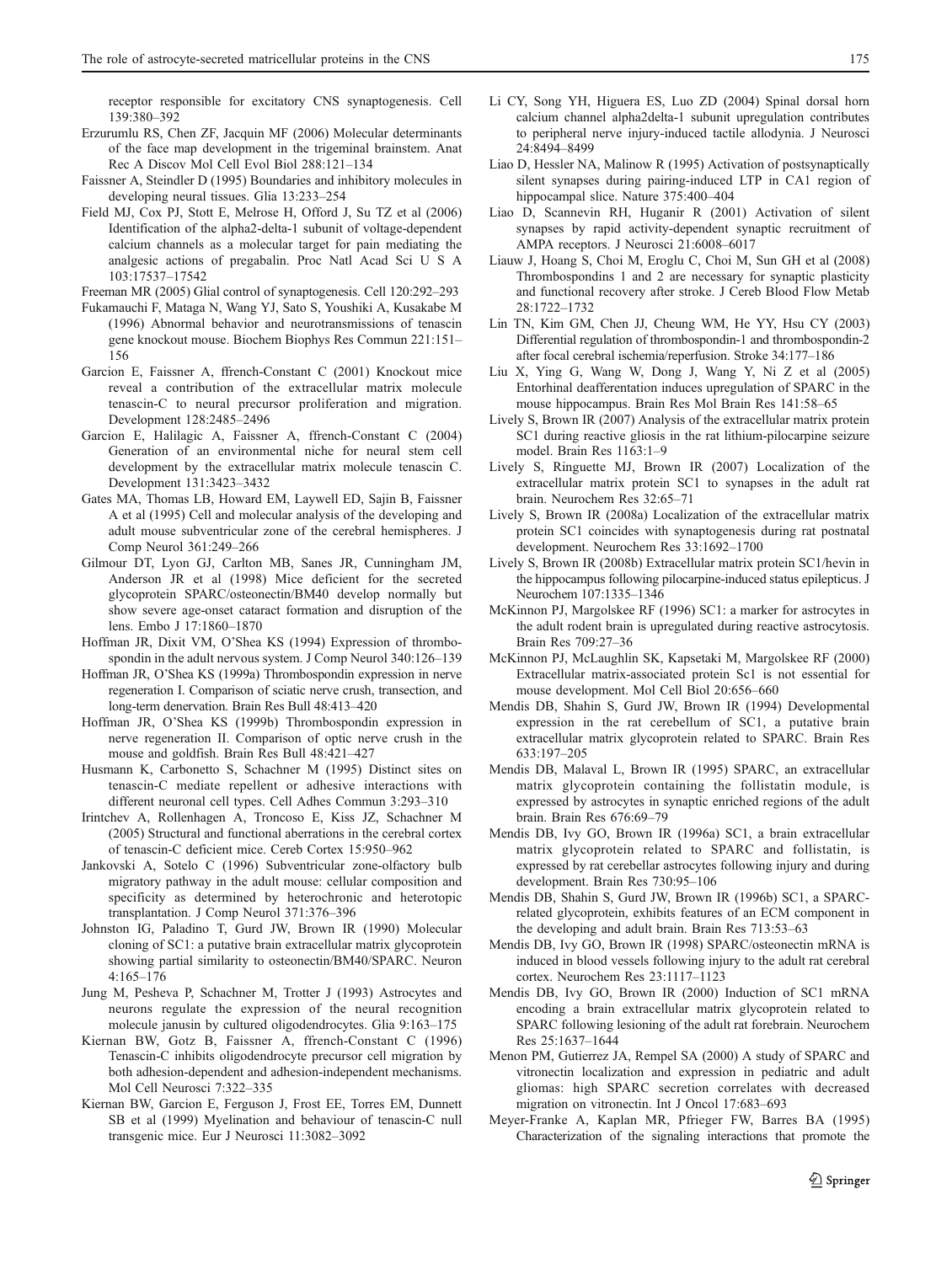receptor responsible for excitatory CNS synaptogenesis. Cell 139:380–392

Erzurumlu RS, Chen ZF, Jacquin MF (2006) Molecular determinants of the face map development in the trigeminal brainstem. Anat Rec A Discov Mol Cell Evol Biol 288:121–134

Faissner A, Steindler D (1995) Boundaries and inhibitory molecules in developing neural tissues. Glia 13:233–254

Field MJ, Cox PJ, Stott E, Melrose H, Offord J, Su TZ et al (2006) Identification of the alpha2-delta-1 subunit of voltage-dependent calcium channels as a molecular target for pain mediating the analgesic actions of pregabalin. Proc Natl Acad Sci U S A 103:17537–17542

Freeman MR (2005) Glial control of synaptogenesis. Cell 120:292–293

Fukamauchi F, Mataga N, Wang YJ, Sato S, Youshiki A, Kusakabe M (1996) Abnormal behavior and neurotransmissions of tenascin gene knockout mouse. Biochem Biophys Res Commun 221:151–156

Garcion E, Faissner A, ffrench-Constant C (2001) Knockout mice reveal a contribution of the extracellular matrix molecule tenascin-C to neural precursor proliferation and migration. Development 128:2485–2496

Garcion E, Halilagic A, Faissner A, ffrench-Constant C (2004) Generation of an environmental niche for neural stem cell development by the extracellular matrix molecule tenascin C. Development 131:3423–3432

Gates MA, Thomas LB, Howard EM, Laywell ED, Sajin B, Faissner A et al (1995) Cell and molecular analysis of the developing and adult mouse subventricular zone of the cerebral hemispheres. J Comp Neurol 361:249–266

Gilmour DT, Lyon GJ, Carlton MB, Sanes JR, Cunningham JM, Anderson JR et al (1998) Mice deficient for the secreted glycoprotein SPARC/osteonectin/BM40 develop normally but show severe age-onset cataract formation and disruption of the lens. Embo J 17:1860–1870

Hoffman JR, Dixit VM, O'Shea KS (1994) Expression of thrombospondin in the adult nervous system. J Comp Neurol 340:126–139

Hoffman JR, O'Shea KS (1999a) Thrombospondin expression in nerve regeneration I. Comparison of sciatic nerve crush, transection, and long-term denervation. Brain Res Bull 48:413–420

Hoffman JR, O'Shea KS (1999b) Thrombospondin expression in nerve regeneration II. Comparison of optic nerve crush in the mouse and goldfish. Brain Res Bull 48:421–427

Husmann K, Carbonetto S, Schachner M (1995) Distinct sites on tenascin-C mediate repellent or adhesive interactions with different neuronal cell types. Cell Adhes Commun 3:293–310

Irintchev A, Rollenhagen A, Troncoso E, Kiss JZ, Schachner M (2005) Structural and functional aberrations in the cerebral cortex of tenascin-C deficient mice. Cereb Cortex 15:950–962

Jankovski A, Sotelo C (1996) Subventricular zone-olfactory bulb migratory pathway in the adult mouse: cellular composition and specificity as determined by heterochronic and heterotopic transplantation. J Comp Neurol 371:376–396

Johnston IG, Paladino T, Gurd JW, Brown IR (1990) Molecular cloning of SC1: a putative brain extracellular matrix glycoprotein showing partial similarity to osteonectin/BM40/SPARC. Neuron 4:165–176

Jung M, Pesheva P, Schachner M, Trotter J (1993) Astrocytes and neurons regulate the expression of the neural recognition molecule janusin by cultured oligodendrocytes. Glia 9:163–175

Kiernan BW, Gotz B, Faissner A, ffrench-Constant C (1996) Tenascin-C inhibits oligodendrocyte precursor cell migration by both adhesion-dependent and adhesion-independent mechanisms. Mol Cell Neurosci 7:322–335

Kiernan BW, Garcion E, Ferguson J, Frost EE, Torres EM, Dunnett SB et al (1999) Myelination and behaviour of tenascin-C null transgenic mice. Eur J Neurosci 11:3082–3092

Li CY, Song YH, Higuera ES, Luo ZD (2004) Spinal dorsal horn calcium channel alpha2delta-1 subunit upregulation contributes to peripheral nerve injury-induced tactile allodynia. J Neurosci 24:8494–8499

Liao D, Hessler NA, Malinow R (1995) Activation of postsynaptically silent synapses during pairing-induced LTP in CA1 region of hippocampal slice. Nature 375:400–404

Liao D, Scannevin RH, Huganir R (2001) Activation of silent synapses by rapid activity-dependent synaptic recruitment of AMPA receptors. J Neurosci 21:6008–6017

Liauw J, Hoang S, Choi M, Eroglu C, Choi M, Sun GH et al (2008) Thrombospondins 1 and 2 are necessary for synaptic plasticity and functional recovery after stroke. J Cereb Blood Flow Metab 28:1722–1732

Lin TN, Kim GM, Chen JJ, Cheung WM, He YY, Hsu CY (2003) Differential regulation of thrombospondin-1 and thrombospondin-2 after focal cerebral ischemia/reperfusion. Stroke 34:177–186

Liu X, Ying G, Wang W, Dong J, Wang Y, Ni Z et al (2005) Entorhinal deafferentation induces upregulation of SPARC in the mouse hippocampus. Brain Res Mol Brain Res 141:58–65

Lively S, Brown IR (2007) Analysis of the extracellular matrix protein SC1 during reactive gliosis in the rat lithium-pilocarpine seizure model. Brain Res 1163:1–9

Lively S, Ringuette MJ, Brown IR (2007) Localization of the extracellular matrix protein SC1 to synapses in the adult rat brain. Neurochem Res 32:65–71

Lively S, Brown IR (2008a) Localization of the extracellular matrix protein SC1 coincides with synaptogenesis during rat postnatal development. Neurochem Res 33:1692–1700

Lively S, Brown IR (2008b) Extracellular matrix protein SC1/hevin in the hippocampus following pilocarpine-induced status epilepticus. J Neurochem 107:1335–1346

McKinnon PJ, Margolskee RF (1996) SC1: a marker for astrocytes in the adult rodent brain is upregulated during reactive astrocytosis. Brain Res 709:27–36

McKinnon PJ, McLaughlin SK, Kapsetaki M, Margolskee RF (2000) Extracellular matrix-associated protein Sc1 is not essential for mouse development. Mol Cell Biol 20:656–660

Mendis DB, Shahin S, Gurd JW, Brown IR (1994) Developmental expression in the rat cerebellum of SC1, a putative brain extracellular matrix glycoprotein related to SPARC. Brain Res 633:197–205

Mendis DB, Malaval L, Brown IR (1995) SPARC, an extracellular matrix glycoprotein containing the follistatin module, is expressed by astrocytes in synaptic enriched regions of the adult brain. Brain Res 676:69–79

Mendis DB, Ivy GO, Brown IR (1996a) SC1, a brain extracellular matrix glycoprotein related to SPARC and follistatin, is expressed by rat cerebellar astrocytes following injury and during development. Brain Res 730:95–106

Mendis DB, Shahin S, Gurd JW, Brown IR (1996b) SC1, a SPARC-related glycoprotein, exhibits features of an ECM component in the developing and adult brain. Brain Res 713:53–63

Mendis DB, Ivy GO, Brown IR (1998) SPARC/osteonectin mRNA is induced in blood vessels following injury to the adult rat cerebral cortex. Neurochem Res 23:1117–1123

Mendis DB, Ivy GO, Brown IR (2000) Induction of SC1 mRNA encoding a brain extracellular matrix glycoprotein related to SPARC following lesioning of the adult rat forebrain. Neurochem Res 25:1637–1644

Menon PM, Gutierrez JA, Rempel SA (2000) A study of SPARC and vitronectin localization and expression in pediatric and adult gliomas: high SPARC secretion correlates with decreased migration on vitronectin. Int J Oncol 17:683–693

Meyer-Franke A, Kaplan MR, Pfrieger FW, Barres BA (1995) Characterization of the signaling interactions that promote the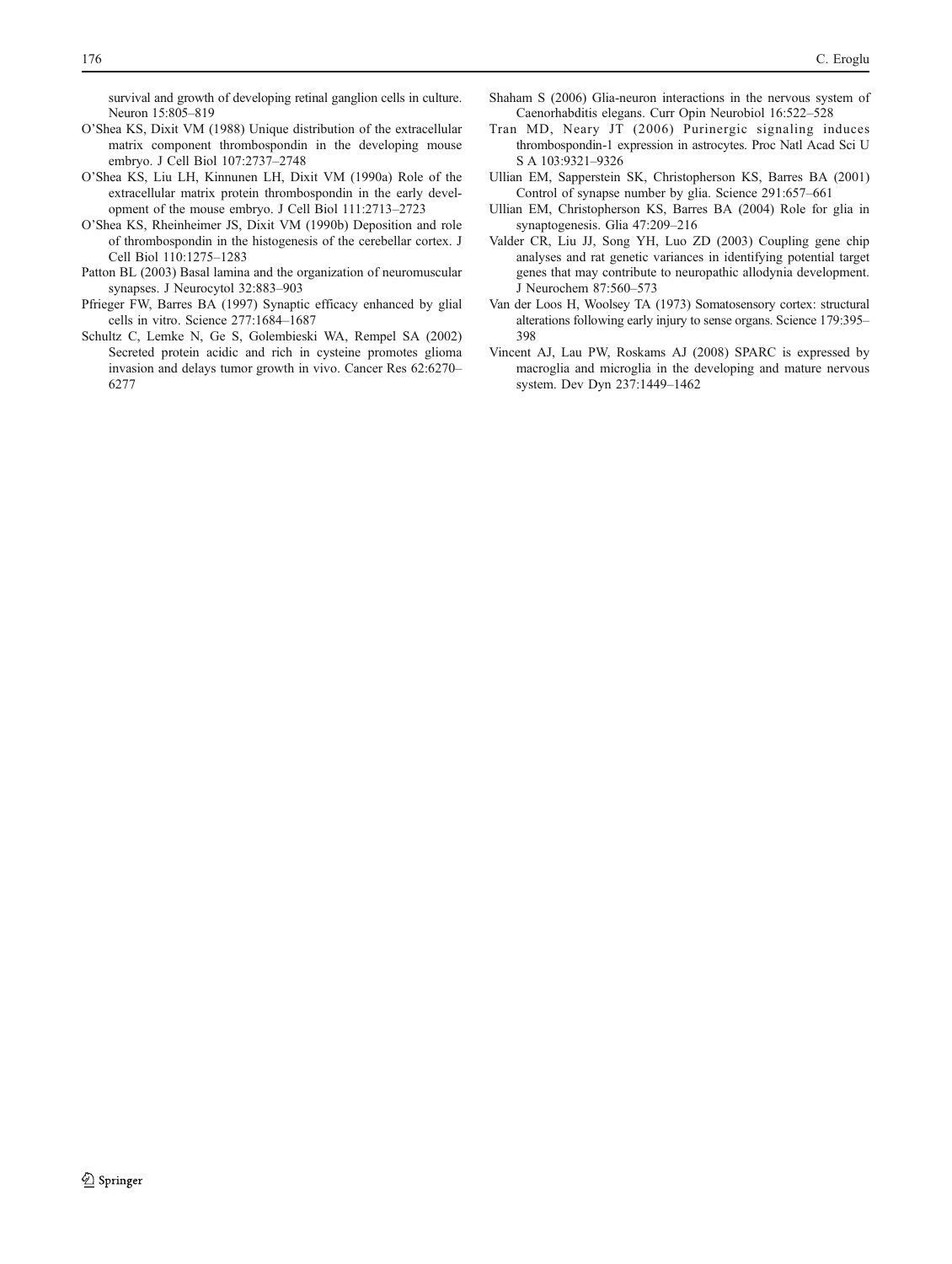survival and growth of developing retinal ganglion cells in culture. Neuron 15:805–819

O'Shea KS, Dixit VM (1988) Unique distribution of the extracellular matrix component thrombospondin in the developing mouse embryo. J Cell Biol 107:2737–2748

O'Shea KS, Liu LH, Kinnunen LH, Dixit VM (1990a) Role of the extracellular matrix protein thrombospondin in the early development of the mouse embryo. J Cell Biol 111:2713–2723

O'Shea KS, Rheinheimer JS, Dixit VM (1990b) Deposition and role of thrombospondin in the histogenesis of the cerebellar cortex. J Cell Biol 110:1275–1283

Patton BL (2003) Basal lamina and the organization of neuromuscular synapses. J Neurocytol 32:883–903

Pfrieger FW, Barres BA (1997) Synaptic efficacy enhanced by glial cells in vitro. Science 277:1684–1687

Schultz C, Lemke N, Ge S, Golembieski WA, Rempel SA (2002) Secreted protein acidic and rich in cysteine promotes glioma invasion and delays tumor growth in vivo. Cancer Res 62:6270–6277

Shaham S (2006) Glia-neuron interactions in the nervous system of Caenorhabditis elegans. Curr Opin Neurobiol 16:522–528

Tran MD, Neary JT (2006) Purinergic signaling induces thrombospondin-1 expression in astrocytes. Proc Natl Acad Sci U S A 103:9321–9326

Ullian EM, Sapperstein SK, Christopherson KS, Barres BA (2001) Control of synapse number by glia. Science 291:657–661

Ullian EM, Christopherson KS, Barres BA (2004) Role for glia in synaptogenesis. Glia 47:209–216

Valder CR, Liu JJ, Song YH, Luo ZD (2003) Coupling gene chip analyses and rat genetic variances in identifying potential target genes that may contribute to neuropathic allodynia development. J Neurochem 87:560–573

Van der Loos H, Woolsey TA (1973) Somatosensory cortex: structural alterations following early injury to sense organs. Science 179:395–398

Vincent AJ, Lau PW, Roskams AJ (2008) SPARC is expressed by macroglia and microglia in the developing and mature nervous system. Dev Dyn 237:1449–1462